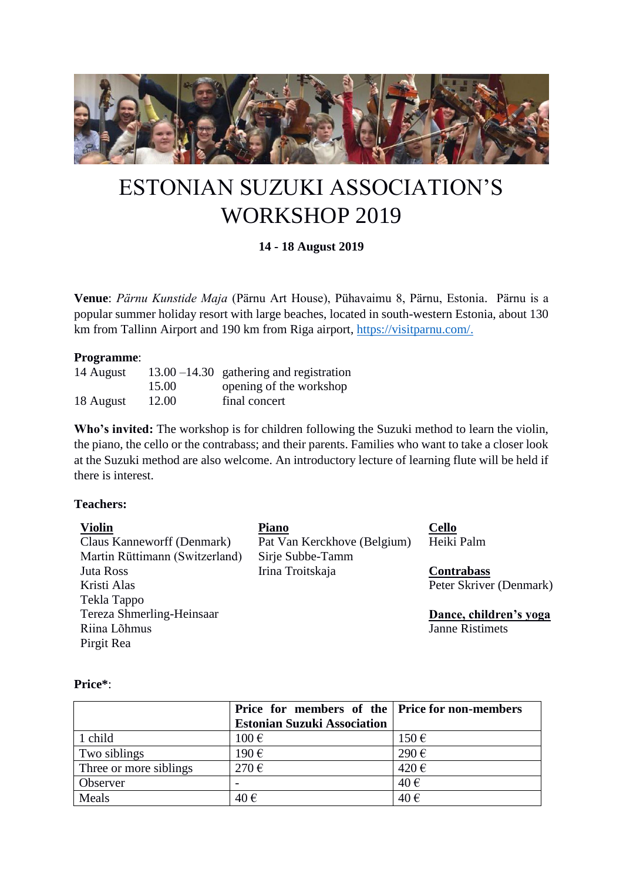# ESTONIAN SUZUKI ASSOCIATION'S WORKSHOP 2019

**14 - 18 August 2019**

**Venue**: *Pärnu Kunstide Maja* (Pärnu Art House), Pühavaimu 8, Pärnu, Estonia. Pärnu is a popular summer holiday resort with large beaches, located in south-western Estonia, about 130 km from Tallinn Airport and 190 km from Riga airport, https://visitparnu.com/.

**Programme**:

| | | |
|---|---|---|
| 14 August | 13.00 –14.30 | gathering and registration |
| | 15.00 | opening of the workshop |
| 18 August | 12.00 | final concert |

**Who's invited:** The workshop is for children following the Suzuki method to learn the violin, the piano, the cello or the contrabass; and their parents. Families who want to take a closer look at the Suzuki method are also welcome. An introductory lecture of learning flute will be held if there is interest.

**Teachers:**

**Violin**
Claus Kanneworff (Denmark)
Martin Rüttimann (Switzerland)
Juta Ross
Kristi Alas
Tekla Tappo
Tereza Shmerling-Heinsaar
Riina Lõhmus
Pirgit Rea

**Piano**
Pat Van Kerckhove (Belgium)
Sirje Subbe-Tamm
Irina Troitskaja

**Cello**
Heiki Palm

**Contrabass**
Peter Skriver (Denmark)

**Dance, children's yoga**
Janne Ristimets

**Price***:

| | Price for members of the Estonian Suzuki Association | Price for non-members |
|---|---|---|
| 1 child | 100 € | 150 € |
| Two siblings | 190 € | 290 € |
| Three or more siblings | 270 € | 420 € |
| Observer | - | 40 € |
| Meals | 40 € | 40 € |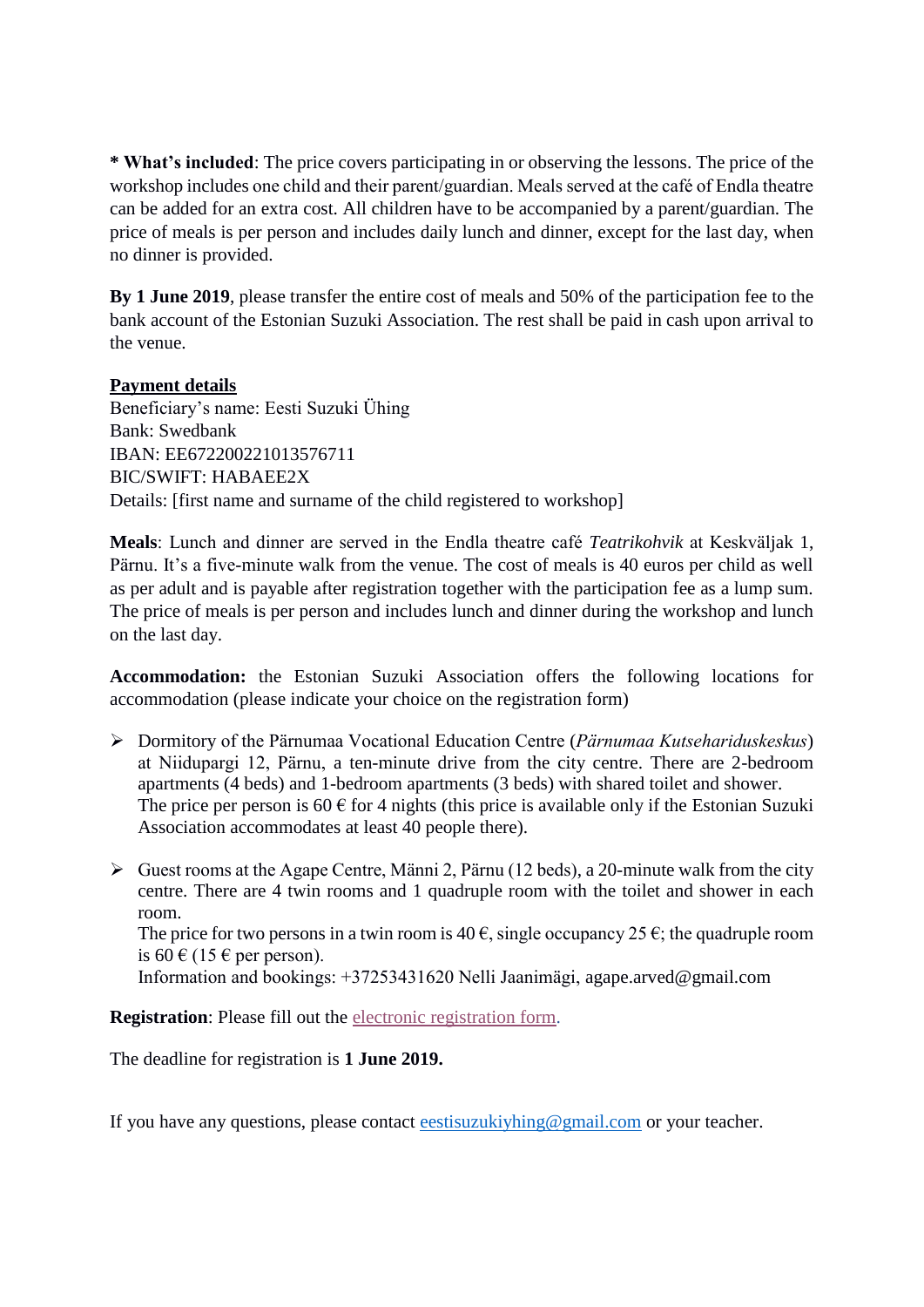**\* What's included**: The price covers participating in or observing the lessons. The price of the workshop includes one child and their parent/guardian. Meals served at the café of Endla theatre can be added for an extra cost. All children have to be accompanied by a parent/guardian. The price of meals is per person and includes daily lunch and dinner, except for the last day, when no dinner is provided.

**By 1 June 2019**, please transfer the entire cost of meals and 50% of the participation fee to the bank account of the Estonian Suzuki Association. The rest shall be paid in cash upon arrival to the venue.

**Payment details**

Beneficiary's name: Eesti Suzuki Ühing
Bank: Swedbank
IBAN: EE672200221013576711
BIC/SWIFT: HABAEE2X
Details: [first name and surname of the child registered to workshop]

**Meals**: Lunch and dinner are served in the Endla theatre café *Teatrikohvik* at Keskväljak 1, Pärnu. It's a five-minute walk from the venue. The cost of meals is 40 euros per child as well as per adult and is payable after registration together with the participation fee as a lump sum. The price of meals is per person and includes lunch and dinner during the workshop and lunch on the last day.

**Accommodation:** the Estonian Suzuki Association offers the following locations for accommodation (please indicate your choice on the registration form)

- Dormitory of the Pärnumaa Vocational Education Centre (*Pärnumaa Kutsehariduskeskus*) at Niidupargi 12, Pärnu, a ten-minute drive from the city centre. There are 2-bedroom apartments (4 beds) and 1-bedroom apartments (3 beds) with shared toilet and shower.
  The price per person is 60 € for 4 nights (this price is available only if the Estonian Suzuki Association accommodates at least 40 people there).

- Guest rooms at the Agape Centre, Männi 2, Pärnu (12 beds), a 20-minute walk from the city centre. There are 4 twin rooms and 1 quadruple room with the toilet and shower in each room.
  The price for two persons in a twin room is 40 €, single occupancy 25 €; the quadruple room is 60 € (15 € per person).
  Information and bookings: +37253431620 Nelli Jaanimägi, agape.arved@gmail.com

**Registration**: Please fill out the electronic registration form.

The deadline for registration is **1 June 2019.**

If you have any questions, please contact eestisuzukiyhing@gmail.com or your teacher.